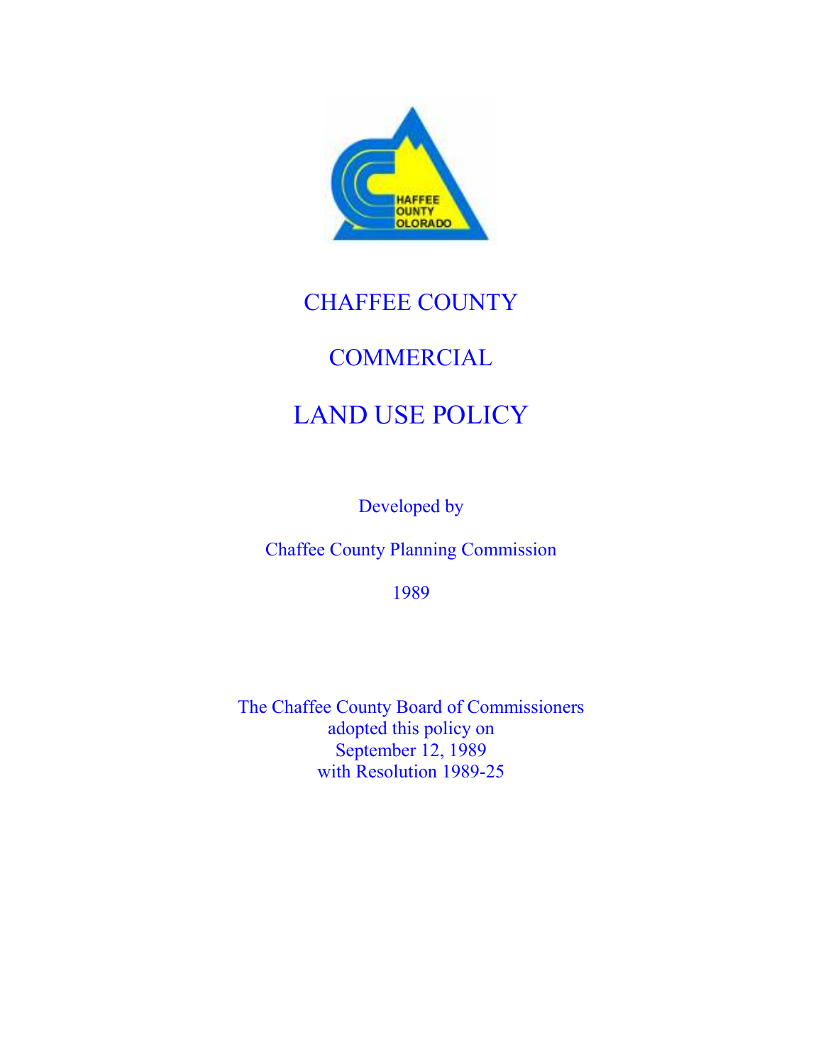# CHAFFEE COUNTY

# COMMERCIAL

# LAND USE POLICY

Developed by

Chaffee County Planning Commission

1989

The Chaffee County Board of Commissioners
adopted this policy on
September 12, 1989
with Resolution 1989-25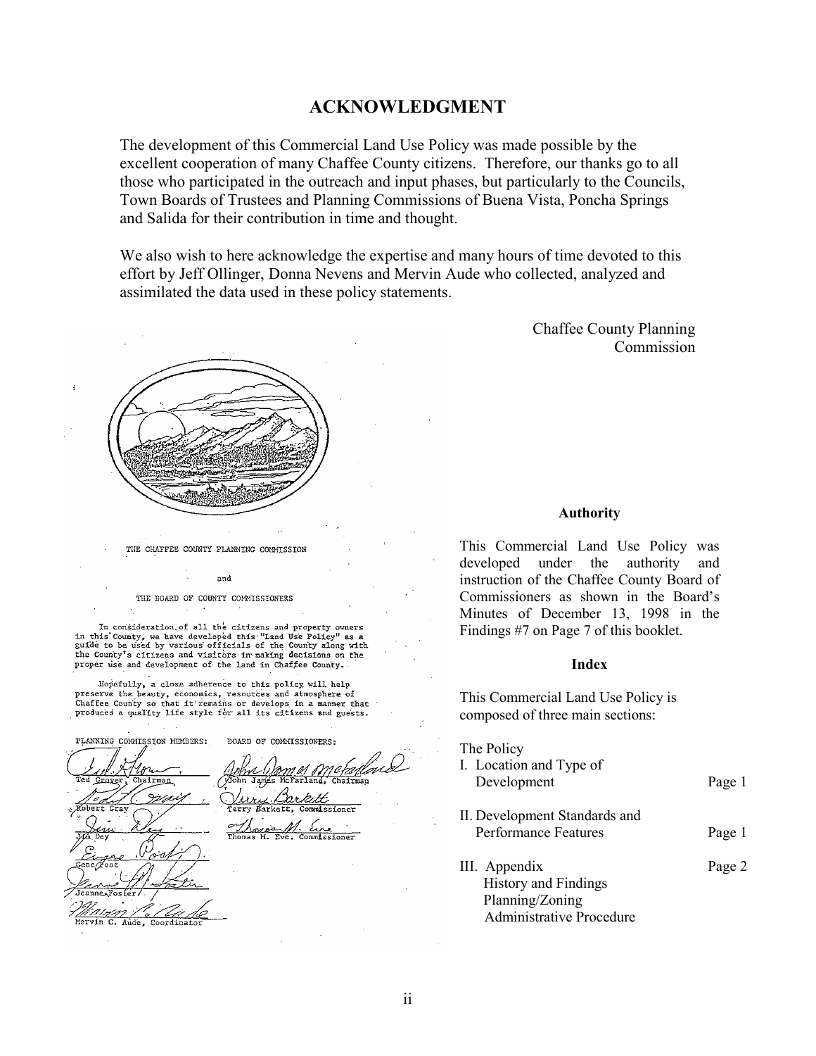## ACKNOWLEDGMENT

The development of this Commercial Land Use Policy was made possible by the excellent cooperation of many Chaffee County citizens. Therefore, our thanks go to all those who participated in the outreach and input phases, but particularly to the Councils, Town Boards of Trustees and Planning Commissions of Buena Vista, Poncha Springs and Salida for their contribution in time and thought.

We also wish to here acknowledge the expertise and many hours of time devoted to this effort by Jeff Ollinger, Donna Nevens and Mervin Aude who collected, analyzed and assimilated the data used in these policy statements.

Chaffee County Planning Commission

THE CHAFFEE COUNTY PLANNING COMMISSION

and

THE BOARD OF COUNTY COMMISSIONERS

In consideration of all the citizens and property owners in this County, we have developed this "Land Use Policy" as a guide to be used by various officials of the County along with the County's citizens and visitors in making decisions on the proper use and development of the land in Chaffee County.

Hopefully, a close adherence to this policy will help preserve the beauty, economics, resources and atmosphere of Chaffee County so that it remains or develops in a manner that produces a quality life style for all its citizens and guests.

| PLANNING COMMISSION MEMBERS: | BOARD OF COMMISSIONERS: |
| --- | --- |
| Ted Grover, Chairman | John James McFarland, Chairman |
| Robert Gray | Terry Barkett, Commissioner |
| Jim Dey | Thomas M. Eve, Commissioner |
| Gene Fost | |
| Jeanne Foster | |
| Mervin C. Aude, Coordinator | |

### Authority

This Commercial Land Use Policy was developed under the authority and instruction of the Chaffee County Board of Commissioners as shown in the Board's Minutes of December 13, 1998 in the Findings #7 on Page 7 of this booklet.

### Index

This Commercial Land Use Policy is composed of three main sections:

| The Policy | |
| --- | --- |
| I. Location and Type of Development | Page 1 |
| II. Development Standards and Performance Features | Page 1 |
| III. Appendix<br>History and Findings<br>Planning/Zoning<br>Administrative Procedure | Page 2 |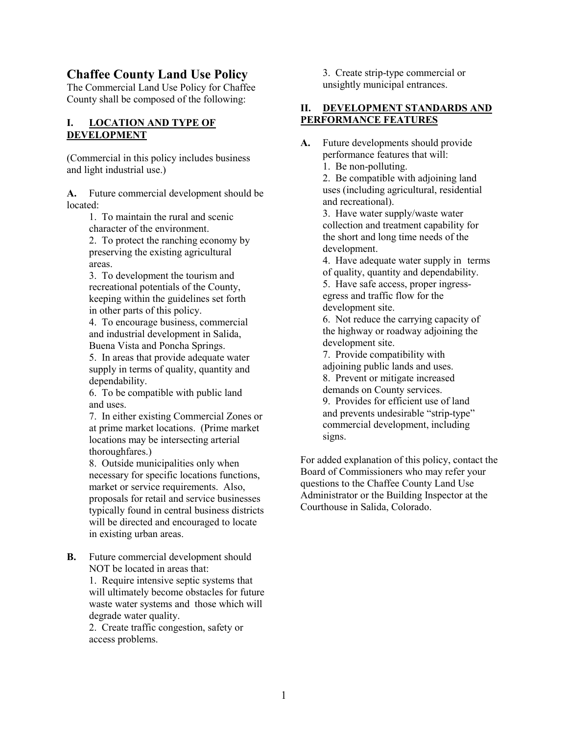# Chaffee County Land Use Policy

The Commercial Land Use Policy for Chaffee County shall be composed of the following:

## I. LOCATION AND TYPE OF DEVELOPMENT

(Commercial in this policy includes business and light industrial use.)

**A.** Future commercial development should be located:

1. To maintain the rural and scenic character of the environment.
2. To protect the ranching economy by preserving the existing agricultural areas.
3. To development the tourism and recreational potentials of the County, keeping within the guidelines set forth in other parts of this policy.
4. To encourage business, commercial and industrial development in Salida, Buena Vista and Poncha Springs.
5. In areas that provide adequate water supply in terms of quality, quantity and dependability.
6. To be compatible with public land and uses.
7. In either existing Commercial Zones or at prime market locations. (Prime market locations may be intersecting arterial thoroughfares.)
8. Outside municipalities only when necessary for specific locations functions, market or service requirements. Also, proposals for retail and service businesses typically found in central business districts will be directed and encouraged to locate in existing urban areas.

**B.** Future commercial development should NOT be located in areas that:

1. Require intensive septic systems that will ultimately become obstacles for future waste water systems and those which will degrade water quality.
2. Create traffic congestion, safety or access problems.
3. Create strip-type commercial or unsightly municipal entrances.

## II. DEVELOPMENT STANDARDS AND PERFORMANCE FEATURES

**A.** Future developments should provide performance features that will:

1. Be non-polluting.
2. Be compatible with adjoining land uses (including agricultural, residential and recreational).
3. Have water supply/waste water collection and treatment capability for the short and long time needs of the development.
4. Have adequate water supply in terms of quality, quantity and dependability.
5. Have safe access, proper ingress-egress and traffic flow for the development site.
6. Not reduce the carrying capacity of the highway or roadway adjoining the development site.
7. Provide compatibility with adjoining public lands and uses.
8. Prevent or mitigate increased demands on County services.
9. Provides for efficient use of land and prevents undesirable "strip-type" commercial development, including signs.

For added explanation of this policy, contact the Board of Commissioners who may refer your questions to the Chaffee County Land Use Administrator or the Building Inspector at the Courthouse in Salida, Colorado.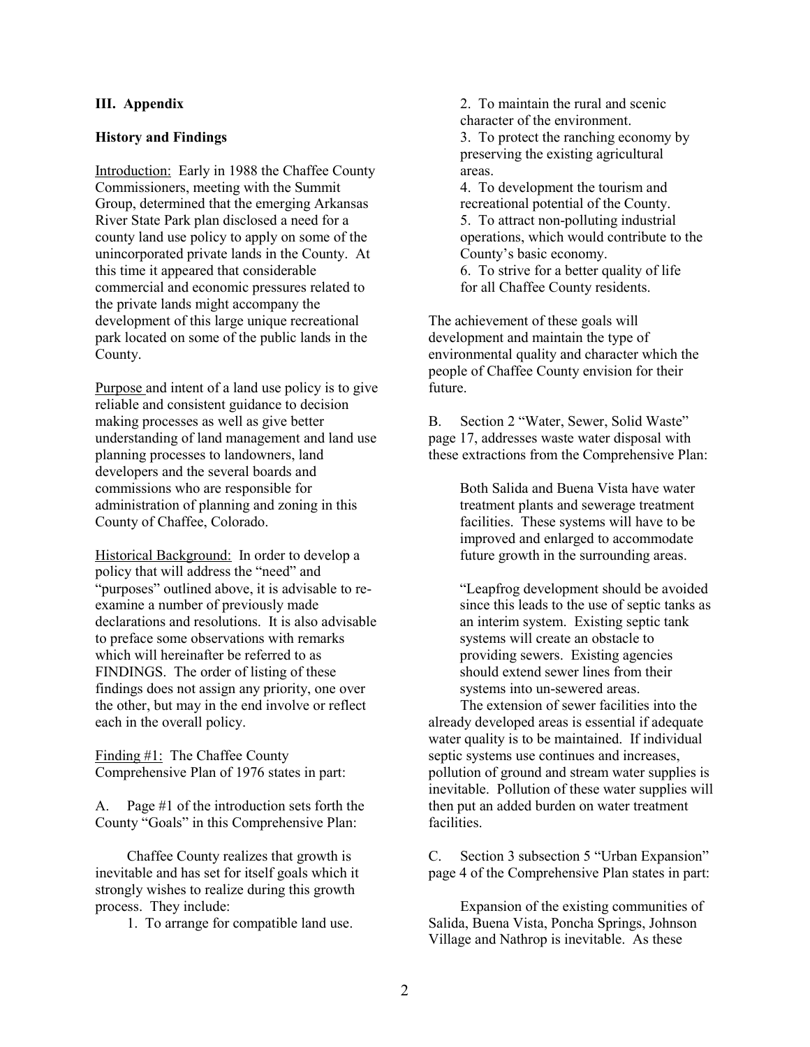## III. Appendix

### History and Findings

Introduction: Early in 1988 the Chaffee County Commissioners, meeting with the Summit Group, determined that the emerging Arkansas River State Park plan disclosed a need for a county land use policy to apply on some of the unincorporated private lands in the County. At this time it appeared that considerable commercial and economic pressures related to the private lands might accompany the development of this large unique recreational park located on some of the public lands in the County.

Purpose and intent of a land use policy is to give reliable and consistent guidance to decision making processes as well as give better understanding of land management and land use planning processes to landowners, land developers and the several boards and commissions who are responsible for administration of planning and zoning in this County of Chaffee, Colorado.

Historical Background: In order to develop a policy that will address the "need" and "purposes" outlined above, it is advisable to re-examine a number of previously made declarations and resolutions. It is also advisable to preface some observations with remarks which will hereinafter be referred to as FINDINGS. The order of listing of these findings does not assign any priority, one over the other, but may in the end involve or reflect each in the overall policy.

Finding #1: The Chaffee County Comprehensive Plan of 1976 states in part:

A. Page #1 of the introduction sets forth the County "Goals" in this Comprehensive Plan:

> Chaffee County realizes that growth is inevitable and has set for itself goals which it strongly wishes to realize during this growth process. They include:
>
> 1. To arrange for compatible land use.
> 2. To maintain the rural and scenic character of the environment.
> 3. To protect the ranching economy by preserving the existing agricultural areas.
> 4. To development the tourism and recreational potential of the County.
> 5. To attract non-polluting industrial operations, which would contribute to the County's basic economy.
> 6. To strive for a better quality of life for all Chaffee County residents.

The achievement of these goals will development and maintain the type of environmental quality and character which the people of Chaffee County envision for their future.

B. Section 2 "Water, Sewer, Solid Waste" page 17, addresses waste water disposal with these extractions from the Comprehensive Plan:

> Both Salida and Buena Vista have water treatment plants and sewerage treatment facilities. These systems will have to be improved and enlarged to accommodate future growth in the surrounding areas.
>
> "Leapfrog development should be avoided since this leads to the use of septic tanks as an interim system. Existing septic tank systems will create an obstacle to providing sewers. Existing agencies should extend sewer lines from their systems into un-sewered areas.
>
> The extension of sewer facilities into the already developed areas is essential if adequate water quality is to be maintained. If individual septic systems use continues and increases, pollution of ground and stream water supplies is inevitable. Pollution of these water supplies will then put an added burden on water treatment facilities.

C. Section 3 subsection 5 "Urban Expansion" page 4 of the Comprehensive Plan states in part:

> Expansion of the existing communities of Salida, Buena Vista, Poncha Springs, Johnson Village and Nathrop is inevitable. As these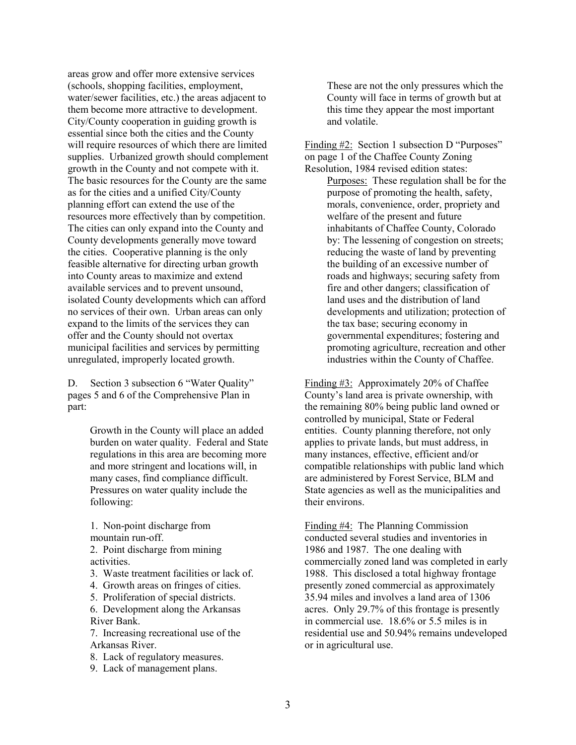areas grow and offer more extensive services (schools, shopping facilities, employment, water/sewer facilities, etc.) the areas adjacent to them become more attractive to development. City/County cooperation in guiding growth is essential since both the cities and the County will require resources of which there are limited supplies. Urbanized growth should complement growth in the County and not compete with it. The basic resources for the County are the same as for the cities and a unified City/County planning effort can extend the use of the resources more effectively than by competition. The cities can only expand into the County and County developments generally move toward the cities. Cooperative planning is the only feasible alternative for directing urban growth into County areas to maximize and extend available services and to prevent unsound, isolated County developments which can afford no services of their own. Urban areas can only expand to the limits of the services they can offer and the County should not overtax municipal facilities and services by permitting unregulated, improperly located growth.

D. Section 3 subsection 6 "Water Quality" pages 5 and 6 of the Comprehensive Plan in part:

> Growth in the County will place an added burden on water quality. Federal and State regulations in this area are becoming more and more stringent and locations will, in many cases, find compliance difficult. Pressures on water quality include the following:
>
> 1. Non-point discharge from mountain run-off.
> 2. Point discharge from mining activities.
> 3. Waste treatment facilities or lack of.
> 4. Growth areas on fringes of cities.
> 5. Proliferation of special districts.
> 6. Development along the Arkansas River Bank.
> 7. Increasing recreational use of the Arkansas River.
> 8. Lack of regulatory measures.
> 9. Lack of management plans.
>
> These are not the only pressures which the County will face in terms of growth but at this time they appear the most important and volatile.

Finding #2: Section 1 subsection D "Purposes" on page 1 of the Chaffee County Zoning Resolution, 1984 revised edition states:

> Purposes: These regulation shall be for the purpose of promoting the health, safety, morals, convenience, order, propriety and welfare of the present and future inhabitants of Chaffee County, Colorado by: The lessening of congestion on streets; reducing the waste of land by preventing the building of an excessive number of roads and highways; securing safety from fire and other dangers; classification of land uses and the distribution of land developments and utilization; protection of the tax base; securing economy in governmental expenditures; fostering and promoting agriculture, recreation and other industries within the County of Chaffee.

Finding #3: Approximately 20% of Chaffee County's land area is private ownership, with the remaining 80% being public land owned or controlled by municipal, State or Federal entities. County planning therefore, not only applies to private lands, but must address, in many instances, effective, efficient and/or compatible relationships with public land which are administered by Forest Service, BLM and State agencies as well as the municipalities and their environs.

Finding #4: The Planning Commission conducted several studies and inventories in 1986 and 1987. The one dealing with commercially zoned land was completed in early 1988. This disclosed a total highway frontage presently zoned commercial as approximately 35.94 miles and involves a land area of 1306 acres. Only 29.7% of this frontage is presently in commercial use. 18.6% or 5.5 miles is in residential use and 50.94% remains undeveloped or in agricultural use.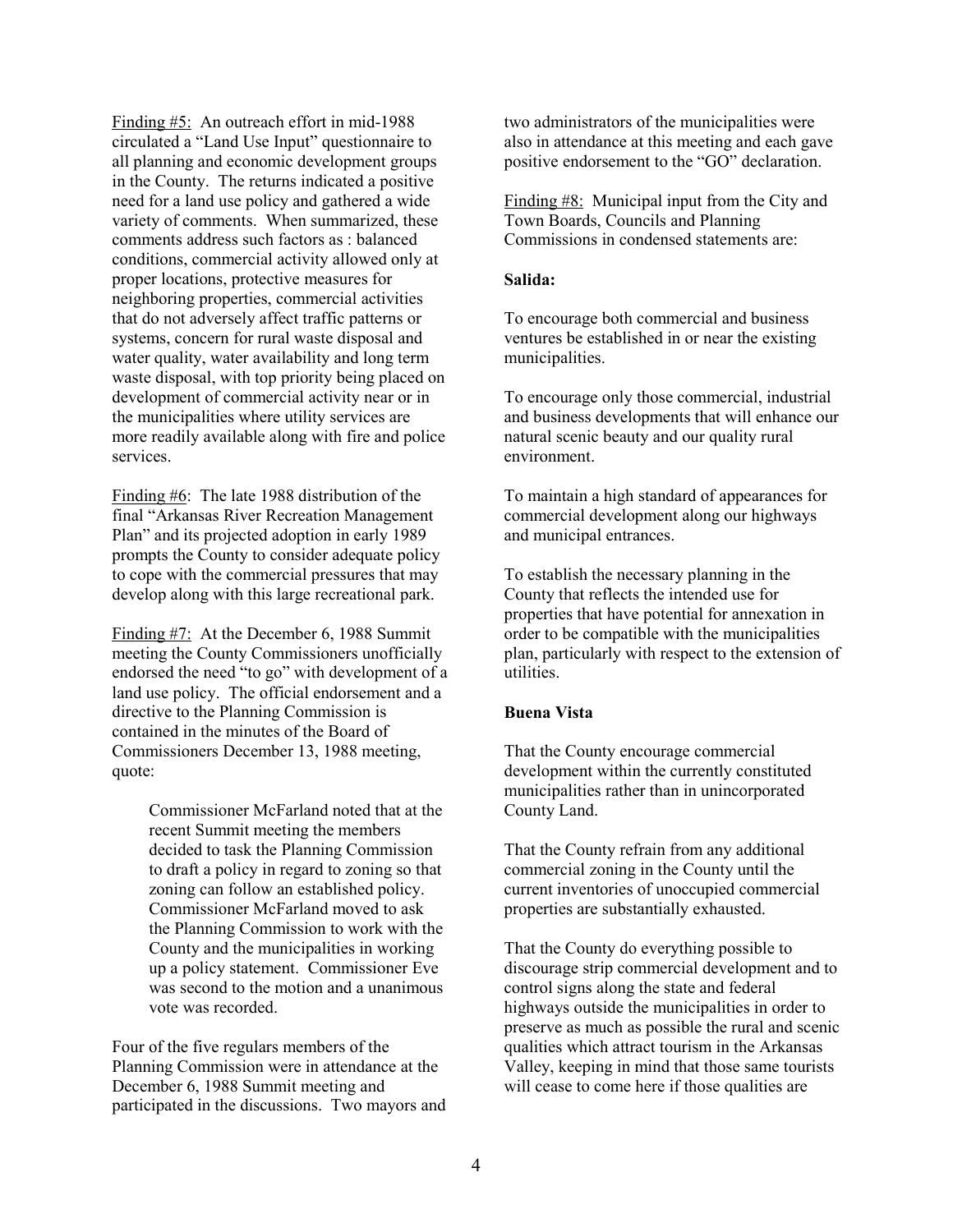Finding #5: An outreach effort in mid-1988 circulated a "Land Use Input" questionnaire to all planning and economic development groups in the County. The returns indicated a positive need for a land use policy and gathered a wide variety of comments. When summarized, these comments address such factors as : balanced conditions, commercial activity allowed only at proper locations, protective measures for neighboring properties, commercial activities that do not adversely affect traffic patterns or systems, concern for rural waste disposal and water quality, water availability and long term waste disposal, with top priority being placed on development of commercial activity near or in the municipalities where utility services are more readily available along with fire and police services.

Finding #6: The late 1988 distribution of the final "Arkansas River Recreation Management Plan" and its projected adoption in early 1989 prompts the County to consider adequate policy to cope with the commercial pressures that may develop along with this large recreational park.

Finding #7: At the December 6, 1988 Summit meeting the County Commissioners unofficially endorsed the need "to go" with development of a land use policy. The official endorsement and a directive to the Planning Commission is contained in the minutes of the Board of Commissioners December 13, 1988 meeting, quote:

> Commissioner McFarland noted that at the recent Summit meeting the members decided to task the Planning Commission to draft a policy in regard to zoning so that zoning can follow an established policy. Commissioner McFarland moved to ask the Planning Commission to work with the County and the municipalities in working up a policy statement. Commissioner Eve was second to the motion and a unanimous vote was recorded.

Four of the five regulars members of the Planning Commission were in attendance at the December 6, 1988 Summit meeting and participated in the discussions. Two mayors and two administrators of the municipalities were also in attendance at this meeting and each gave positive endorsement to the "GO" declaration.

Finding #8: Municipal input from the City and Town Boards, Councils and Planning Commissions in condensed statements are:

**Salida:**

To encourage both commercial and business ventures be established in or near the existing municipalities.

To encourage only those commercial, industrial and business developments that will enhance our natural scenic beauty and our quality rural environment.

To maintain a high standard of appearances for commercial development along our highways and municipal entrances.

To establish the necessary planning in the County that reflects the intended use for properties that have potential for annexation in order to be compatible with the municipalities plan, particularly with respect to the extension of utilities.

**Buena Vista**

That the County encourage commercial development within the currently constituted municipalities rather than in unincorporated County Land.

That the County refrain from any additional commercial zoning in the County until the current inventories of unoccupied commercial properties are substantially exhausted.

That the County do everything possible to discourage strip commercial development and to control signs along the state and federal highways outside the municipalities in order to preserve as much as possible the rural and scenic qualities which attract tourism in the Arkansas Valley, keeping in mind that those same tourists will cease to come here if those qualities are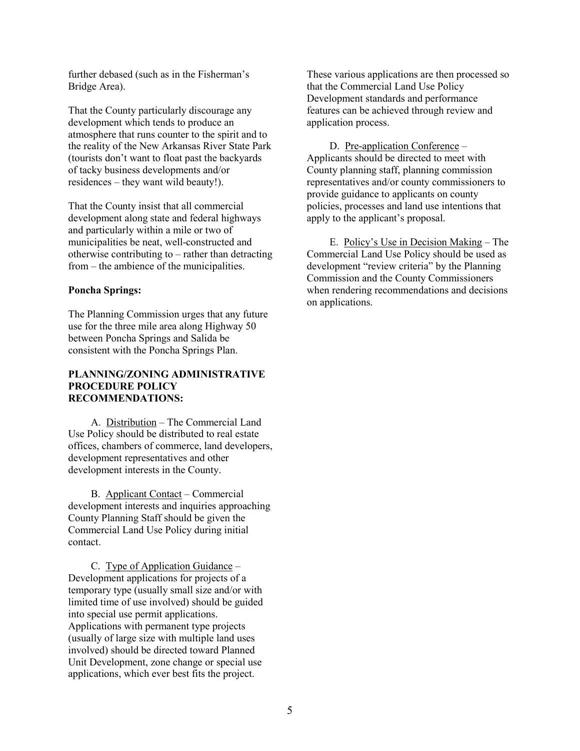further debased (such as in the Fisherman's Bridge Area).

That the County particularly discourage any development which tends to produce an atmosphere that runs counter to the spirit and to the reality of the New Arkansas River State Park (tourists don't want to float past the backyards of tacky business developments and/or residences – they want wild beauty!).

That the County insist that all commercial development along state and federal highways and particularly within a mile or two of municipalities be neat, well-constructed and otherwise contributing to – rather than detracting from – the ambience of the municipalities.

**Poncha Springs:**

The Planning Commission urges that any future use for the three mile area along Highway 50 between Poncha Springs and Salida be consistent with the Poncha Springs Plan.

**PLANNING/ZONING ADMINISTRATIVE PROCEDURE POLICY RECOMMENDATIONS:**

A. Distribution – The Commercial Land Use Policy should be distributed to real estate offices, chambers of commerce, land developers, development representatives and other development interests in the County.

B. Applicant Contact – Commercial development interests and inquiries approaching County Planning Staff should be given the Commercial Land Use Policy during initial contact.

C. Type of Application Guidance – Development applications for projects of a temporary type (usually small size and/or with limited time of use involved) should be guided into special use permit applications. Applications with permanent type projects (usually of large size with multiple land uses involved) should be directed toward Planned Unit Development, zone change or special use applications, which ever best fits the project. These various applications are then processed so that the Commercial Land Use Policy Development standards and performance features can be achieved through review and application process.

D. Pre-application Conference – Applicants should be directed to meet with County planning staff, planning commission representatives and/or county commissioners to provide guidance to applicants on county policies, processes and land use intentions that apply to the applicant's proposal.

E. Policy's Use in Decision Making – The Commercial Land Use Policy should be used as development "review criteria" by the Planning Commission and the County Commissioners when rendering recommendations and decisions on applications.